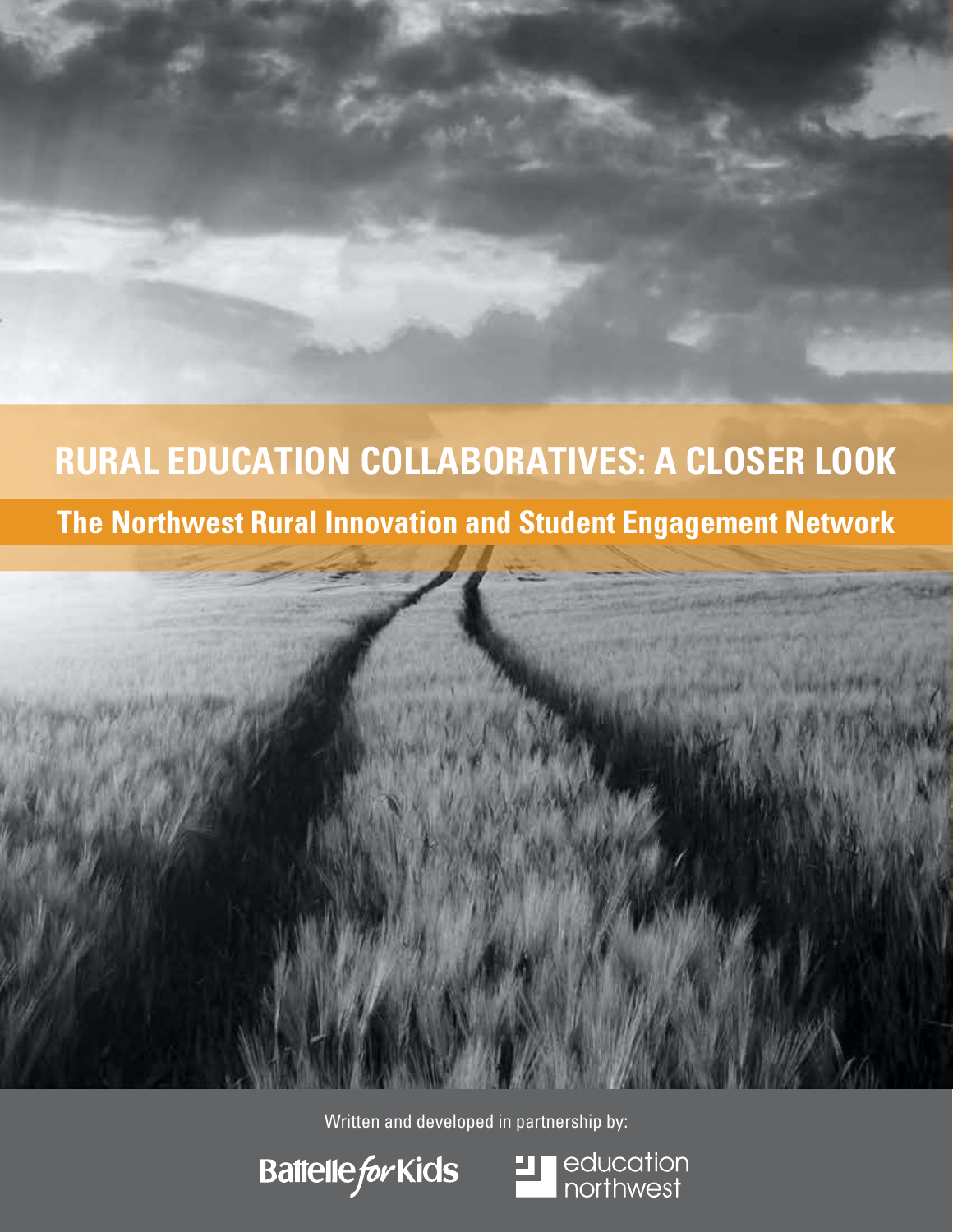# RURAL EDUCATION COLLABORATIVES: A CLOSER LOOK

## The Northwest Rural Innovation and Student Engagement Network

Written and developed in partnership by:

Battelle for Kids

education northwest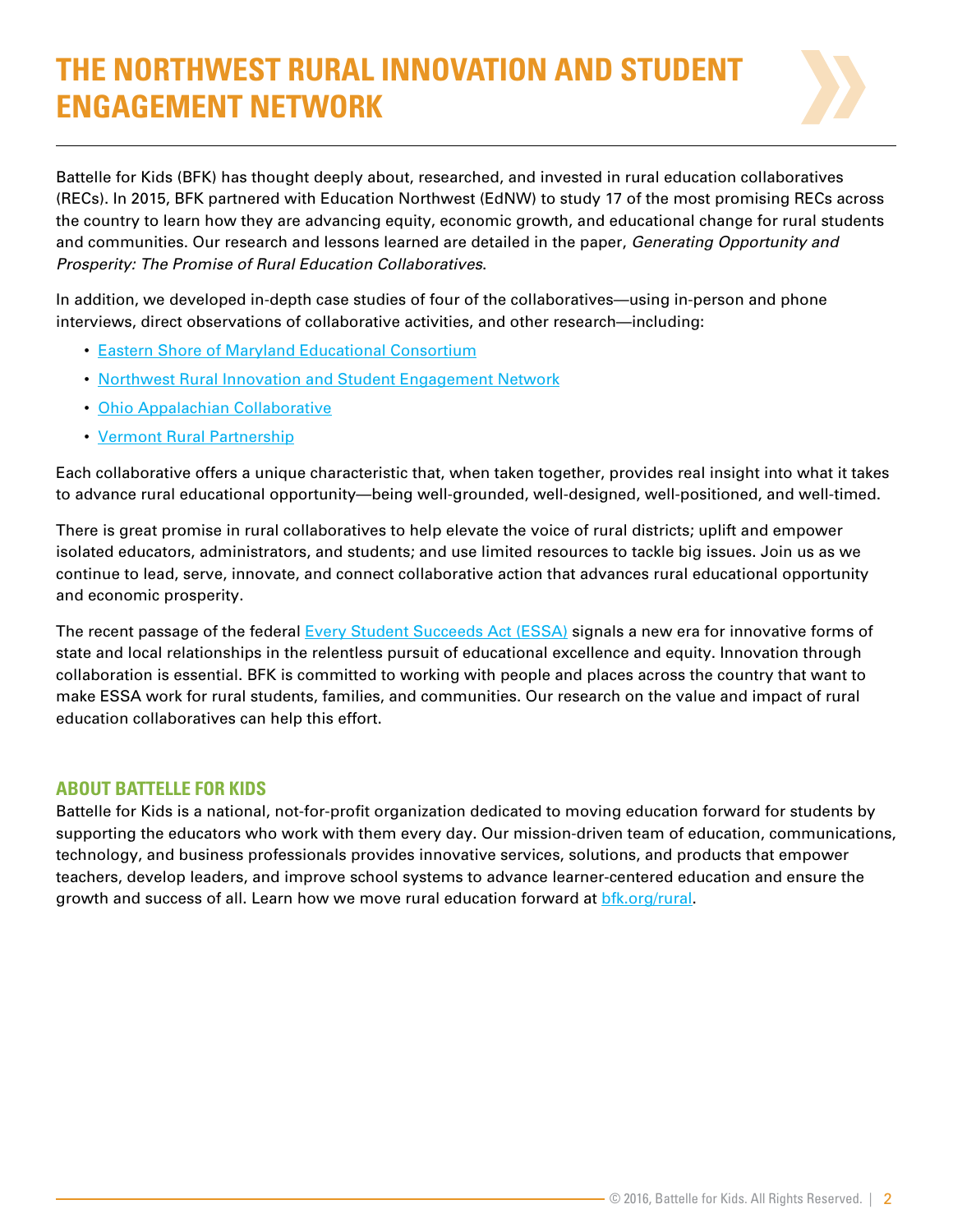# THE NORTHWEST RURAL INNOVATION AND STUDENT ENGAGEMENT NETWORK

Battelle for Kids (BFK) has thought deeply about, researched, and invested in rural education collaboratives (RECs). In 2015, BFK partnered with Education Northwest (EdNW) to study 17 of the most promising RECs across the country to learn how they are advancing equity, economic growth, and educational change for rural students and communities. Our research and lessons learned are detailed in the paper, *Generating Opportunity and Prosperity: The Promise of Rural Education Collaboratives*.

In addition, we developed in-depth case studies of four of the collaboratives—using in-person and phone interviews, direct observations of collaborative activities, and other research—including:

- Eastern Shore of Maryland Educational Consortium
- Northwest Rural Innovation and Student Engagement Network
- Ohio Appalachian Collaborative
- Vermont Rural Partnership

Each collaborative offers a unique characteristic that, when taken together, provides real insight into what it takes to advance rural educational opportunity—being well-grounded, well-designed, well-positioned, and well-timed.

There is great promise in rural collaboratives to help elevate the voice of rural districts; uplift and empower isolated educators, administrators, and students; and use limited resources to tackle big issues. Join us as we continue to lead, serve, innovate, and connect collaborative action that advances rural educational opportunity and economic prosperity.

The recent passage of the federal Every Student Succeeds Act (ESSA) signals a new era for innovative forms of state and local relationships in the relentless pursuit of educational excellence and equity. Innovation through collaboration is essential. BFK is committed to working with people and places across the country that want to make ESSA work for rural students, families, and communities. Our research on the value and impact of rural education collaboratives can help this effort.

## ABOUT BATTELLE FOR KIDS

Battelle for Kids is a national, not-for-profit organization dedicated to moving education forward for students by supporting the educators who work with them every day. Our mission-driven team of education, communications, technology, and business professionals provides innovative services, solutions, and products that empower teachers, develop leaders, and improve school systems to advance learner-centered education and ensure the growth and success of all. Learn how we move rural education forward at bfk.org/rural.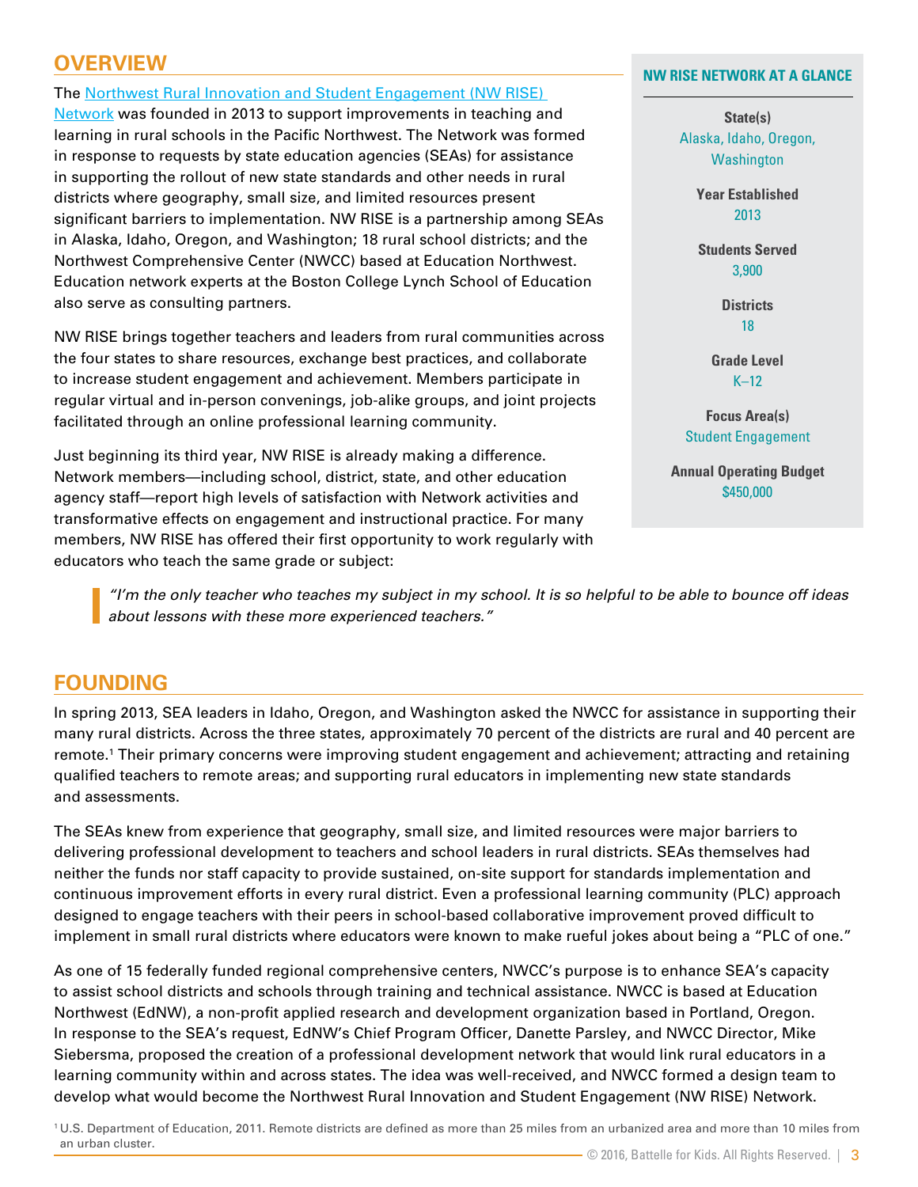## OVERVIEW

The Northwest Rural Innovation and Student Engagement (NW RISE) Network was founded in 2013 to support improvements in teaching and learning in rural schools in the Pacific Northwest. The Network was formed in response to requests by state education agencies (SEAs) for assistance in supporting the rollout of new state standards and other needs in rural districts where geography, small size, and limited resources present significant barriers to implementation. NW RISE is a partnership among SEAs in Alaska, Idaho, Oregon, and Washington; 18 rural school districts; and the Northwest Comprehensive Center (NWCC) based at Education Northwest. Education network experts at the Boston College Lynch School of Education also serve as consulting partners.

NW RISE brings together teachers and leaders from rural communities across the four states to share resources, exchange best practices, and collaborate to increase student engagement and achievement. Members participate in regular virtual and in-person convenings, job-alike groups, and joint projects facilitated through an online professional learning community.

Just beginning its third year, NW RISE is already making a difference. Network members—including school, district, state, and other education agency staff—report high levels of satisfaction with Network activities and transformative effects on engagement and instructional practice. For many members, NW RISE has offered their first opportunity to work regularly with educators who teach the same grade or subject:

> *"I'm the only teacher who teaches my subject in my school. It is so helpful to be able to bounce off ideas about lessons with these more experienced teachers."*

### NW RISE NETWORK AT A GLANCE

**State(s)**
Alaska, Idaho, Oregon, Washington

**Year Established**
2013

**Students Served**
3,900

**Districts**
18

**Grade Level**
K–12

**Focus Area(s)**
Student Engagement

**Annual Operating Budget**
$450,000

## FOUNDING

In spring 2013, SEA leaders in Idaho, Oregon, and Washington asked the NWCC for assistance in supporting their many rural districts. Across the three states, approximately 70 percent of the districts are rural and 40 percent are remote.[1] Their primary concerns were improving student engagement and achievement; attracting and retaining qualified teachers to remote areas; and supporting rural educators in implementing new state standards and assessments.

The SEAs knew from experience that geography, small size, and limited resources were major barriers to delivering professional development to teachers and school leaders in rural districts. SEAs themselves had neither the funds nor staff capacity to provide sustained, on-site support for standards implementation and continuous improvement efforts in every rural district. Even a professional learning community (PLC) approach designed to engage teachers with their peers in school-based collaborative improvement proved difficult to implement in small rural districts where educators were known to make rueful jokes about being a "PLC of one."

As one of 15 federally funded regional comprehensive centers, NWCC's purpose is to enhance SEA's capacity to assist school districts and schools through training and technical assistance. NWCC is based at Education Northwest (EdNW), a non-profit applied research and development organization based in Portland, Oregon. In response to the SEA's request, EdNW's Chief Program Officer, Danette Parsley, and NWCC Director, Mike Siebersma, proposed the creation of a professional development network that would link rural educators in a learning community within and across states. The idea was well-received, and NWCC formed a design team to develop what would become the Northwest Rural Innovation and Student Engagement (NW RISE) Network.

[1] U.S. Department of Education, 2011. Remote districts are defined as more than 25 miles from an urbanized area and more than 10 miles from an urban cluster.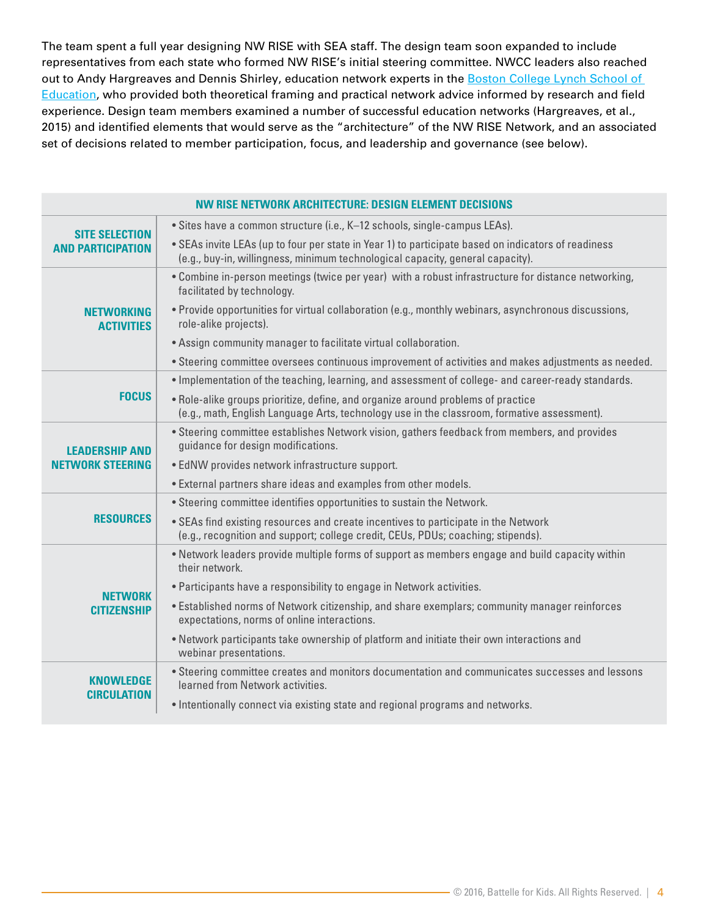The team spent a full year designing NW RISE with SEA staff. The design team soon expanded to include representatives from each state who formed NW RISE's initial steering committee. NWCC leaders also reached out to Andy Hargreaves and Dennis Shirley, education network experts in the Boston College Lynch School of Education, who provided both theoretical framing and practical network advice informed by research and field experience. Design team members examined a number of successful education networks (Hargreaves, et al., 2015) and identified elements that would serve as the "architecture" of the NW RISE Network, and an associated set of decisions related to member participation, focus, and leadership and governance (see below).

| NW RISE NETWORK ARCHITECTURE: DESIGN ELEMENT DECISIONS | |
|---|---|
| **SITE SELECTION AND PARTICIPATION** | • Sites have a common structure (i.e., K–12 schools, single-campus LEAs).<br>• SEAs invite LEAs (up to four per state in Year 1) to participate based on indicators of readiness (e.g., buy-in, willingness, minimum technological capacity, general capacity). |
| **NETWORKING ACTIVITIES** | • Combine in-person meetings (twice per year) with a robust infrastructure for distance networking, facilitated by technology.<br>• Provide opportunities for virtual collaboration (e.g., monthly webinars, asynchronous discussions, role-alike projects).<br>• Assign community manager to facilitate virtual collaboration.<br>• Steering committee oversees continuous improvement of activities and makes adjustments as needed. |
| **FOCUS** | • Implementation of the teaching, learning, and assessment of college- and career-ready standards.<br>• Role-alike groups prioritize, define, and organize around problems of practice (e.g., math, English Language Arts, technology use in the classroom, formative assessment). |
| **LEADERSHIP AND NETWORK STEERING** | • Steering committee establishes Network vision, gathers feedback from members, and provides guidance for design modifications.<br>• EdNW provides network infrastructure support.<br>• External partners share ideas and examples from other models. |
| **RESOURCES** | • Steering committee identifies opportunities to sustain the Network.<br>• SEAs find existing resources and create incentives to participate in the Network (e.g., recognition and support; college credit, CEUs, PDUs; coaching; stipends). |
| **NETWORK CITIZENSHIP** | • Network leaders provide multiple forms of support as members engage and build capacity within their network.<br>• Participants have a responsibility to engage in Network activities.<br>• Established norms of Network citizenship, and share exemplars; community manager reinforces expectations, norms of online interactions.<br>• Network participants take ownership of platform and initiate their own interactions and webinar presentations. |
| **KNOWLEDGE CIRCULATION** | • Steering committee creates and monitors documentation and communicates successes and lessons learned from Network activities.<br>• Intentionally connect via existing state and regional programs and networks. |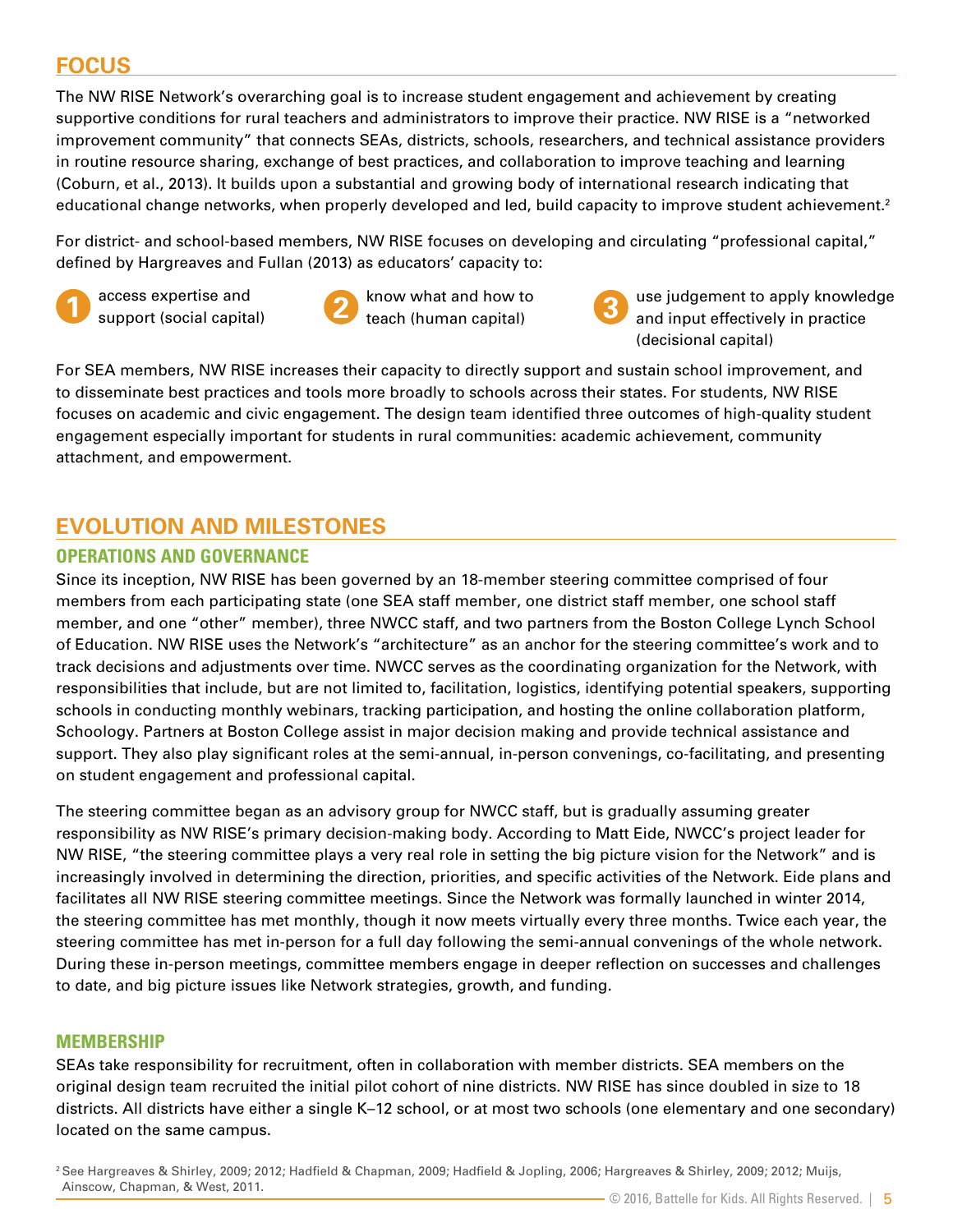## FOCUS

The NW RISE Network's overarching goal is to increase student engagement and achievement by creating supportive conditions for rural teachers and administrators to improve their practice. NW RISE is a "networked improvement community" that connects SEAs, districts, schools, researchers, and technical assistance providers in routine resource sharing, exchange of best practices, and collaboration to improve teaching and learning (Coburn, et al., 2013). It builds upon a substantial and growing body of international research indicating that educational change networks, when properly developed and led, build capacity to improve student achievement.[2]

For district- and school-based members, NW RISE focuses on developing and circulating "professional capital," defined by Hargreaves and Fullan (2013) as educators' capacity to:

1. access expertise and support (social capital)
2. know what and how to teach (human capital)
3. use judgement to apply knowledge and input effectively in practice (decisional capital)

For SEA members, NW RISE increases their capacity to directly support and sustain school improvement, and to disseminate best practices and tools more broadly to schools across their states. For students, NW RISE focuses on academic and civic engagement. The design team identified three outcomes of high-quality student engagement especially important for students in rural communities: academic achievement, community attachment, and empowerment.

## EVOLUTION AND MILESTONES

### OPERATIONS AND GOVERNANCE

Since its inception, NW RISE has been governed by an 18-member steering committee comprised of four members from each participating state (one SEA staff member, one district staff member, one school staff member, and one "other" member), three NWCC staff, and two partners from the Boston College Lynch School of Education. NW RISE uses the Network's "architecture" as an anchor for the steering committee's work and to track decisions and adjustments over time. NWCC serves as the coordinating organization for the Network, with responsibilities that include, but are not limited to, facilitation, logistics, identifying potential speakers, supporting schools in conducting monthly webinars, tracking participation, and hosting the online collaboration platform, Schoology. Partners at Boston College assist in major decision making and provide technical assistance and support. They also play significant roles at the semi-annual, in-person convenings, co-facilitating, and presenting on student engagement and professional capital.

The steering committee began as an advisory group for NWCC staff, but is gradually assuming greater responsibility as NW RISE's primary decision-making body. According to Matt Eide, NWCC's project leader for NW RISE, "the steering committee plays a very real role in setting the big picture vision for the Network" and is increasingly involved in determining the direction, priorities, and specific activities of the Network. Eide plans and facilitates all NW RISE steering committee meetings. Since the Network was formally launched in winter 2014, the steering committee has met monthly, though it now meets virtually every three months. Twice each year, the steering committee has met in-person for a full day following the semi-annual convenings of the whole network. During these in-person meetings, committee members engage in deeper reflection on successes and challenges to date, and big picture issues like Network strategies, growth, and funding.

### MEMBERSHIP

SEAs take responsibility for recruitment, often in collaboration with member districts. SEA members on the original design team recruited the initial pilot cohort of nine districts. NW RISE has since doubled in size to 18 districts. All districts have either a single K–12 school, or at most two schools (one elementary and one secondary) located on the same campus.

[2] See Hargreaves & Shirley, 2009; 2012; Hadfield & Chapman, 2009; Hadfield & Jopling, 2006; Hargreaves & Shirley, 2009; 2012; Muijs, Ainscow, Chapman, & West, 2011.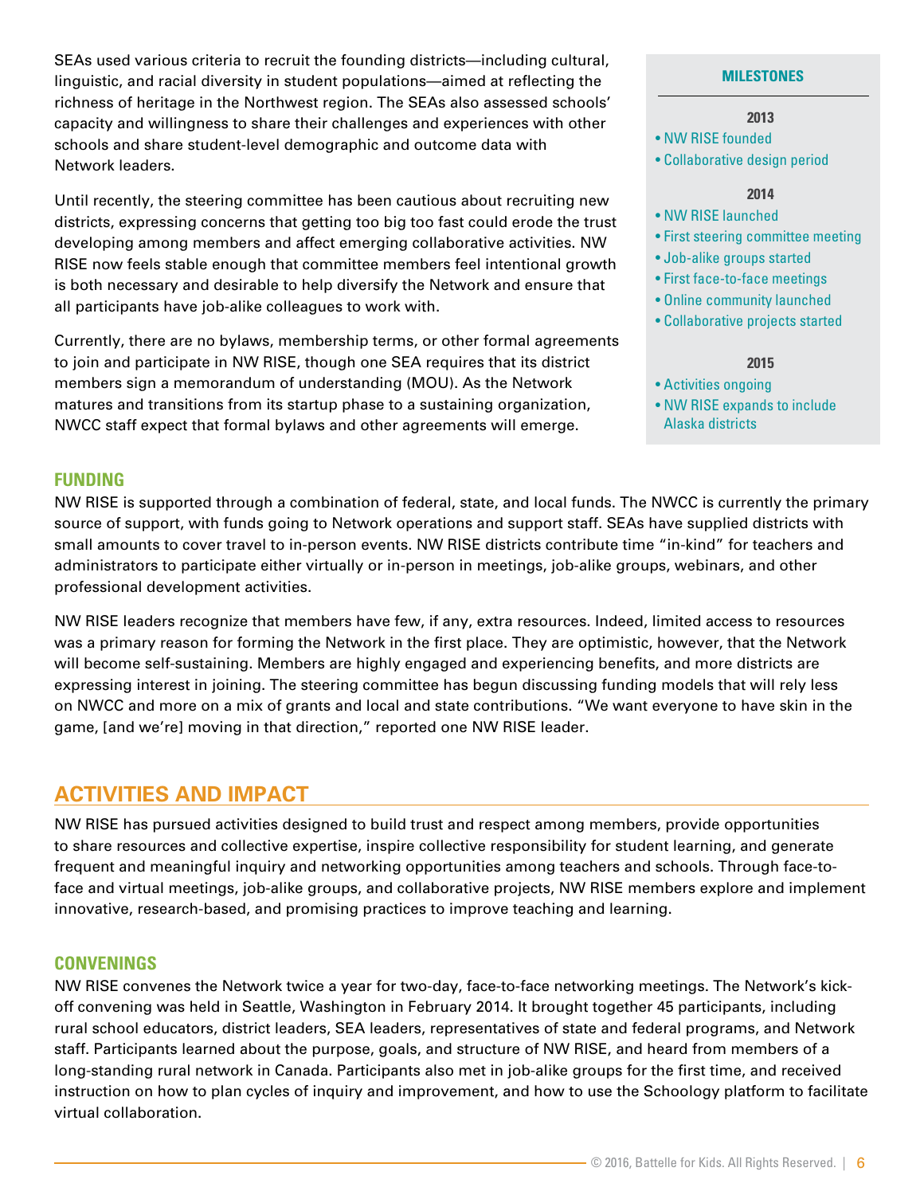SEAs used various criteria to recruit the founding districts—including cultural, linguistic, and racial diversity in student populations—aimed at reflecting the richness of heritage in the Northwest region. The SEAs also assessed schools' capacity and willingness to share their challenges and experiences with other schools and share student-level demographic and outcome data with Network leaders.

Until recently, the steering committee has been cautious about recruiting new districts, expressing concerns that getting too big too fast could erode the trust developing among members and affect emerging collaborative activities. NW RISE now feels stable enough that committee members feel intentional growth is both necessary and desirable to help diversify the Network and ensure that all participants have job-alike colleagues to work with.

Currently, there are no bylaws, membership terms, or other formal agreements to join and participate in NW RISE, though one SEA requires that its district members sign a memorandum of understanding (MOU). As the Network matures and transitions from its startup phase to a sustaining organization, NWCC staff expect that formal bylaws and other agreements will emerge.

**MILESTONES**

**2013**
- NW RISE founded
- Collaborative design period

**2014**
- NW RISE launched
- First steering committee meeting
- Job-alike groups started
- First face-to-face meetings
- Online community launched
- Collaborative projects started

**2015**
- Activities ongoing
- NW RISE expands to include Alaska districts

### FUNDING

NW RISE is supported through a combination of federal, state, and local funds. The NWCC is currently the primary source of support, with funds going to Network operations and support staff. SEAs have supplied districts with small amounts to cover travel to in-person events. NW RISE districts contribute time "in-kind" for teachers and administrators to participate either virtually or in-person in meetings, job-alike groups, webinars, and other professional development activities.

NW RISE leaders recognize that members have few, if any, extra resources. Indeed, limited access to resources was a primary reason for forming the Network in the first place. They are optimistic, however, that the Network will become self-sustaining. Members are highly engaged and experiencing benefits, and more districts are expressing interest in joining. The steering committee has begun discussing funding models that will rely less on NWCC and more on a mix of grants and local and state contributions. "We want everyone to have skin in the game, [and we're] moving in that direction," reported one NW RISE leader.

## ACTIVITIES AND IMPACT

NW RISE has pursued activities designed to build trust and respect among members, provide opportunities to share resources and collective expertise, inspire collective responsibility for student learning, and generate frequent and meaningful inquiry and networking opportunities among teachers and schools. Through face-to-face and virtual meetings, job-alike groups, and collaborative projects, NW RISE members explore and implement innovative, research-based, and promising practices to improve teaching and learning.

### CONVENINGS

NW RISE convenes the Network twice a year for two-day, face-to-face networking meetings. The Network's kick-off convening was held in Seattle, Washington in February 2014. It brought together 45 participants, including rural school educators, district leaders, SEA leaders, representatives of state and federal programs, and Network staff. Participants learned about the purpose, goals, and structure of NW RISE, and heard from members of a long-standing rural network in Canada. Participants also met in job-alike groups for the first time, and received instruction on how to plan cycles of inquiry and improvement, and how to use the Schoology platform to facilitate virtual collaboration.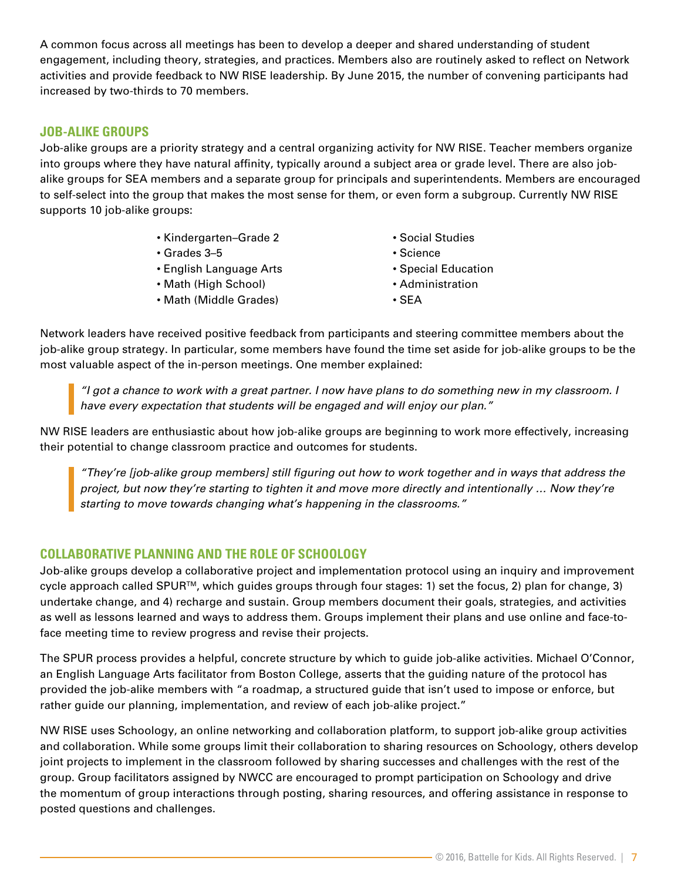A common focus across all meetings has been to develop a deeper and shared understanding of student engagement, including theory, strategies, and practices. Members also are routinely asked to reflect on Network activities and provide feedback to NW RISE leadership. By June 2015, the number of convening participants had increased by two-thirds to 70 members.

## JOB-ALIKE GROUPS

Job-alike groups are a priority strategy and a central organizing activity for NW RISE. Teacher members organize into groups where they have natural affinity, typically around a subject area or grade level. There are also job-alike groups for SEA members and a separate group for principals and superintendents. Members are encouraged to self-select into the group that makes the most sense for them, or even form a subgroup. Currently NW RISE supports 10 job-alike groups:

- Kindergarten–Grade 2
- Grades 3–5
- English Language Arts
- Math (High School)
- Math (Middle Grades)
- Social Studies
- Science
- Special Education
- Administration
- SEA

Network leaders have received positive feedback from participants and steering committee members about the job-alike group strategy. In particular, some members have found the time set aside for job-alike groups to be the most valuable aspect of the in-person meetings. One member explained:

> *"I got a chance to work with a great partner. I now have plans to do something new in my classroom. I have every expectation that students will be engaged and will enjoy our plan."*

NW RISE leaders are enthusiastic about how job-alike groups are beginning to work more effectively, increasing their potential to change classroom practice and outcomes for students.

> *"They're [job-alike group members] still figuring out how to work together and in ways that address the project, but now they're starting to tighten it and move more directly and intentionally … Now they're starting to move towards changing what's happening in the classrooms."*

## COLLABORATIVE PLANNING AND THE ROLE OF SCHOOLOGY

Job-alike groups develop a collaborative project and implementation protocol using an inquiry and improvement cycle approach called SPUR™, which guides groups through four stages: 1) set the focus, 2) plan for change, 3) undertake change, and 4) recharge and sustain. Group members document their goals, strategies, and activities as well as lessons learned and ways to address them. Groups implement their plans and use online and face-to-face meeting time to review progress and revise their projects.

The SPUR process provides a helpful, concrete structure by which to guide job-alike activities. Michael O'Connor, an English Language Arts facilitator from Boston College, asserts that the guiding nature of the protocol has provided the job-alike members with "a roadmap, a structured guide that isn't used to impose or enforce, but rather guide our planning, implementation, and review of each job-alike project."

NW RISE uses Schoology, an online networking and collaboration platform, to support job-alike group activities and collaboration. While some groups limit their collaboration to sharing resources on Schoology, others develop joint projects to implement in the classroom followed by sharing successes and challenges with the rest of the group. Group facilitators assigned by NWCC are encouraged to prompt participation on Schoology and drive the momentum of group interactions through posting, sharing resources, and offering assistance in response to posted questions and challenges.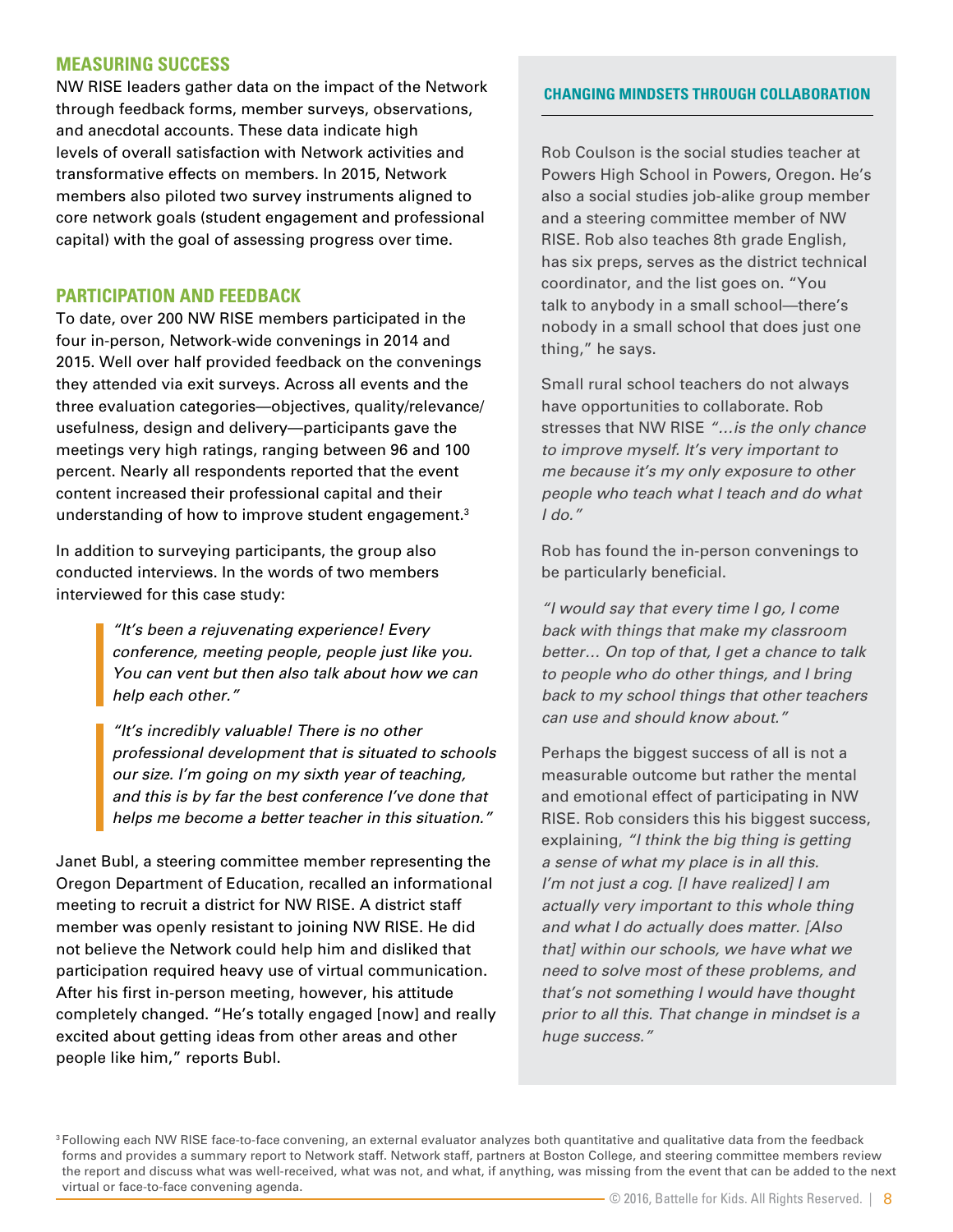## MEASURING SUCCESS

NW RISE leaders gather data on the impact of the Network through feedback forms, member surveys, observations, and anecdotal accounts. These data indicate high levels of overall satisfaction with Network activities and transformative effects on members. In 2015, Network members also piloted two survey instruments aligned to core network goals (student engagement and professional capital) with the goal of assessing progress over time.

## PARTICIPATION AND FEEDBACK

To date, over 200 NW RISE members participated in the four in-person, Network-wide convenings in 2014 and 2015. Well over half provided feedback on the convenings they attended via exit surveys. Across all events and the three evaluation categories—objectives, quality/relevance/usefulness, design and delivery—participants gave the meetings very high ratings, ranging between 96 and 100 percent. Nearly all respondents reported that the event content increased their professional capital and their understanding of how to improve student engagement.[3]

In addition to surveying participants, the group also conducted interviews. In the words of two members interviewed for this case study:

> *"It's been a rejuvenating experience! Every conference, meeting people, people just like you. You can vent but then also talk about how we can help each other."*

> *"It's incredibly valuable! There is no other professional development that is situated to schools our size. I'm going on my sixth year of teaching, and this is by far the best conference I've done that helps me become a better teacher in this situation."*

Janet Bubl, a steering committee member representing the Oregon Department of Education, recalled an informational meeting to recruit a district for NW RISE. A district staff member was openly resistant to joining NW RISE. He did not believe the Network could help him and disliked that participation required heavy use of virtual communication. After his first in-person meeting, however, his attitude completely changed. "He's totally engaged [now] and really excited about getting ideas from other areas and other people like him," reports Bubl.

### CHANGING MINDSETS THROUGH COLLABORATION

Rob Coulson is the social studies teacher at Powers High School in Powers, Oregon. He's also a social studies job-alike group member and a steering committee member of NW RISE. Rob also teaches 8th grade English, has six preps, serves as the district technical coordinator, and the list goes on. "You talk to anybody in a small school—there's nobody in a small school that does just one thing," he says.

Small rural school teachers do not always have opportunities to collaborate. Rob stresses that NW RISE *"…is the only chance to improve myself. It's very important to me because it's my only exposure to other people who teach what I teach and do what I do."*

Rob has found the in-person convenings to be particularly beneficial.

*"I would say that every time I go, I come back with things that make my classroom better… On top of that, I get a chance to talk to people who do other things, and I bring back to my school things that other teachers can use and should know about."*

Perhaps the biggest success of all is not a measurable outcome but rather the mental and emotional effect of participating in NW RISE. Rob considers this his biggest success, explaining, *"I think the big thing is getting a sense of what my place is in all this. I'm not just a cog. [I have realized] I am actually very important to this whole thing and what I do actually does matter. [Also that] within our schools, we have what we need to solve most of these problems, and that's not something I would have thought prior to all this. That change in mindset is a huge success."*

---

[3] Following each NW RISE face-to-face convening, an external evaluator analyzes both quantitative and qualitative data from the feedback forms and provides a summary report to Network staff. Network staff, partners at Boston College, and steering committee members review the report and discuss what was well-received, what was not, and what, if anything, was missing from the event that can be added to the next virtual or face-to-face convening agenda.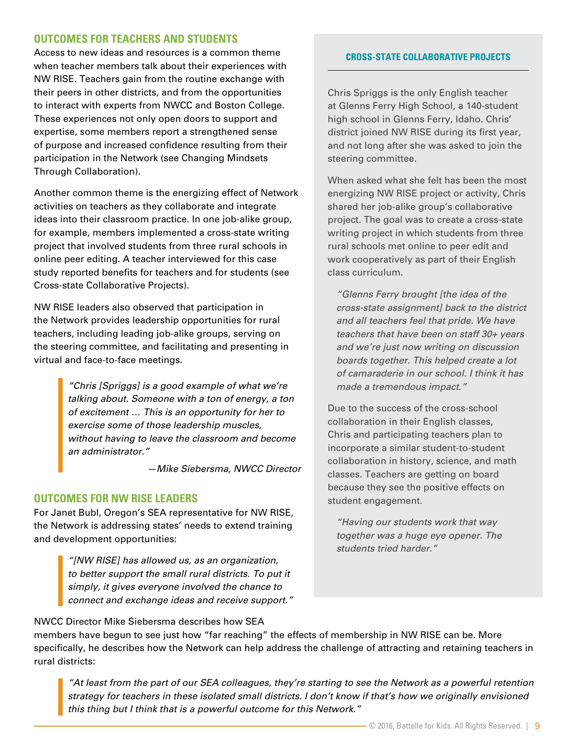## OUTCOMES FOR TEACHERS AND STUDENTS

Access to new ideas and resources is a common theme when teacher members talk about their experiences with NW RISE. Teachers gain from the routine exchange with their peers in other districts, and from the opportunities to interact with experts from NWCC and Boston College. These experiences not only open doors to support and expertise, some members report a strengthened sense of purpose and increased confidence resulting from their participation in the Network (see Changing Mindsets Through Collaboration).

Another common theme is the energizing effect of Network activities on teachers as they collaborate and integrate ideas into their classroom practice. In one job-alike group, for example, members implemented a cross-state writing project that involved students from three rural schools in online peer editing. A teacher interviewed for this case study reported benefits for teachers and for students (see Cross-state Collaborative Projects).

NW RISE leaders also observed that participation in the Network provides leadership opportunities for rural teachers, including leading job-alike groups, serving on the steering committee, and facilitating and presenting in virtual and face-to-face meetings.

> *"Chris [Spriggs] is a good example of what we're talking about. Someone with a ton of energy, a ton of excitement … This is an opportunity for her to exercise some of those leadership muscles, without having to leave the classroom and become an administrator."*
>
> *—Mike Siebersma, NWCC Director*

## OUTCOMES FOR NW RISE LEADERS

For Janet Bubl, Oregon's SEA representative for NW RISE, the Network is addressing states' needs to extend training and development opportunities:

> *"[NW RISE] has allowed us, as an organization, to better support the small rural districts. To put it simply, it gives everyone involved the chance to connect and exchange ideas and receive support."*

NWCC Director Mike Siebersma describes how SEA members have begun to see just how "far reaching" the effects of membership in NW RISE can be. More specifically, he describes how the Network can help address the challenge of attracting and retaining teachers in rural districts:

> *"At least from the part of our SEA colleagues, they're starting to see the Network as a powerful retention strategy for teachers in these isolated small districts. I don't know if that's how we originally envisioned this thing but I think that is a powerful outcome for this Network."*

### CROSS-STATE COLLABORATIVE PROJECTS

Chris Spriggs is the only English teacher at Glenns Ferry High School, a 140-student high school in Glenns Ferry, Idaho. Chris' district joined NW RISE during its first year, and not long after she was asked to join the steering committee.

When asked what she felt has been the most energizing NW RISE project or activity, Chris shared her job-alike group's collaborative project. The goal was to create a cross-state writing project in which students from three rural schools met online to peer edit and work cooperatively as part of their English class curriculum.

> *"Glenns Ferry brought [the idea of the cross-state assignment] back to the district and all teachers feel that pride. We have teachers that have been on staff 30+ years and we're just now writing on discussion boards together. This helped create a lot of camaraderie in our school. I think it has made a tremendous impact."*

Due to the success of the cross-school collaboration in their English classes, Chris and participating teachers plan to incorporate a similar student-to-student collaboration in history, science, and math classes. Teachers are getting on board because they see the positive effects on student engagement.

> *"Having our students work that way together was a huge eye opener. The students tried harder."*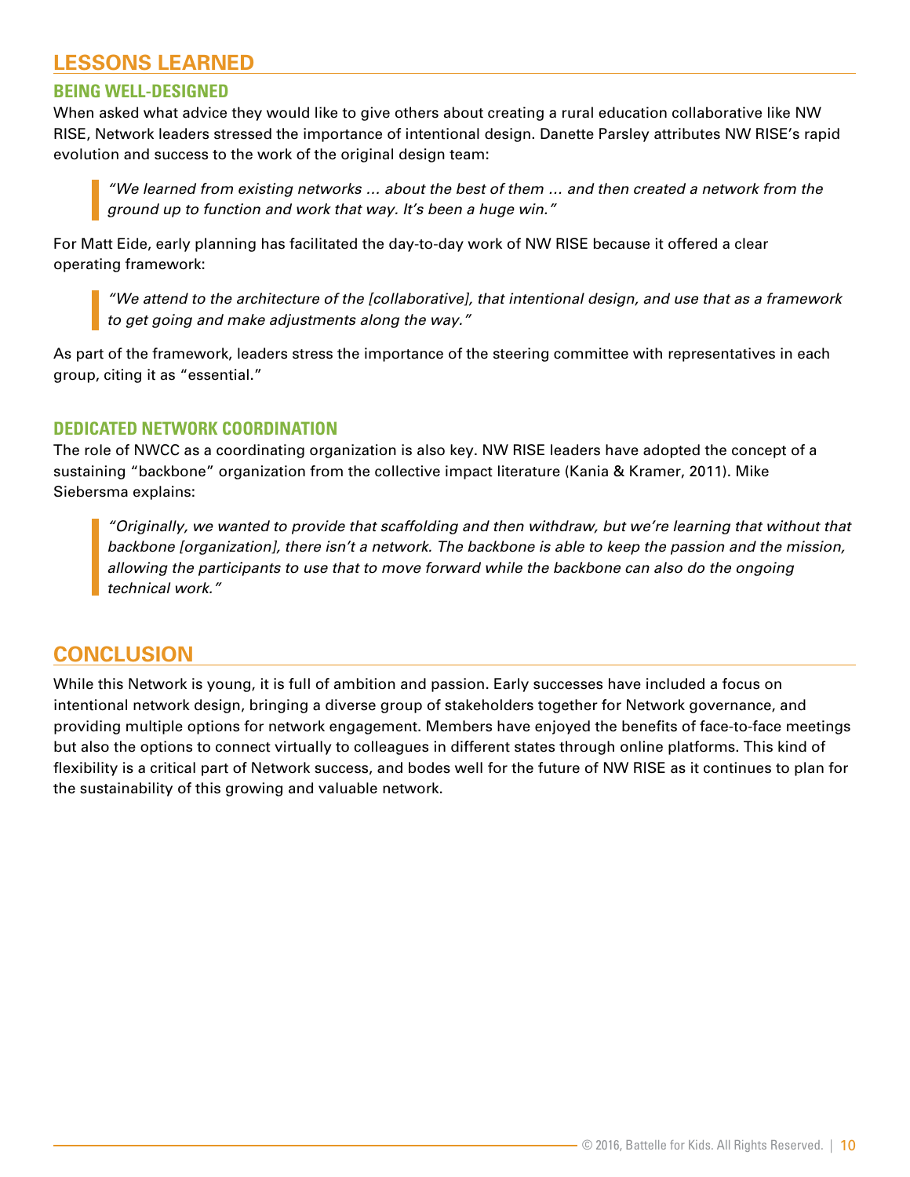## LESSONS LEARNED

### BEING WELL-DESIGNED

When asked what advice they would like to give others about creating a rural education collaborative like NW RISE, Network leaders stressed the importance of intentional design. Danette Parsley attributes NW RISE's rapid evolution and success to the work of the original design team:

> *"We learned from existing networks … about the best of them … and then created a network from the ground up to function and work that way. It's been a huge win."*

For Matt Eide, early planning has facilitated the day-to-day work of NW RISE because it offered a clear operating framework:

> *"We attend to the architecture of the [collaborative], that intentional design, and use that as a framework to get going and make adjustments along the way."*

As part of the framework, leaders stress the importance of the steering committee with representatives in each group, citing it as "essential."

### DEDICATED NETWORK COORDINATION

The role of NWCC as a coordinating organization is also key. NW RISE leaders have adopted the concept of a sustaining "backbone" organization from the collective impact literature (Kania & Kramer, 2011). Mike Siebersma explains:

> *"Originally, we wanted to provide that scaffolding and then withdraw, but we're learning that without that backbone [organization], there isn't a network. The backbone is able to keep the passion and the mission, allowing the participants to use that to move forward while the backbone can also do the ongoing technical work."*

## CONCLUSION

While this Network is young, it is full of ambition and passion. Early successes have included a focus on intentional network design, bringing a diverse group of stakeholders together for Network governance, and providing multiple options for network engagement. Members have enjoyed the benefits of face-to-face meetings but also the options to connect virtually to colleagues in different states through online platforms. This kind of flexibility is a critical part of Network success, and bodes well for the future of NW RISE as it continues to plan for the sustainability of this growing and valuable network.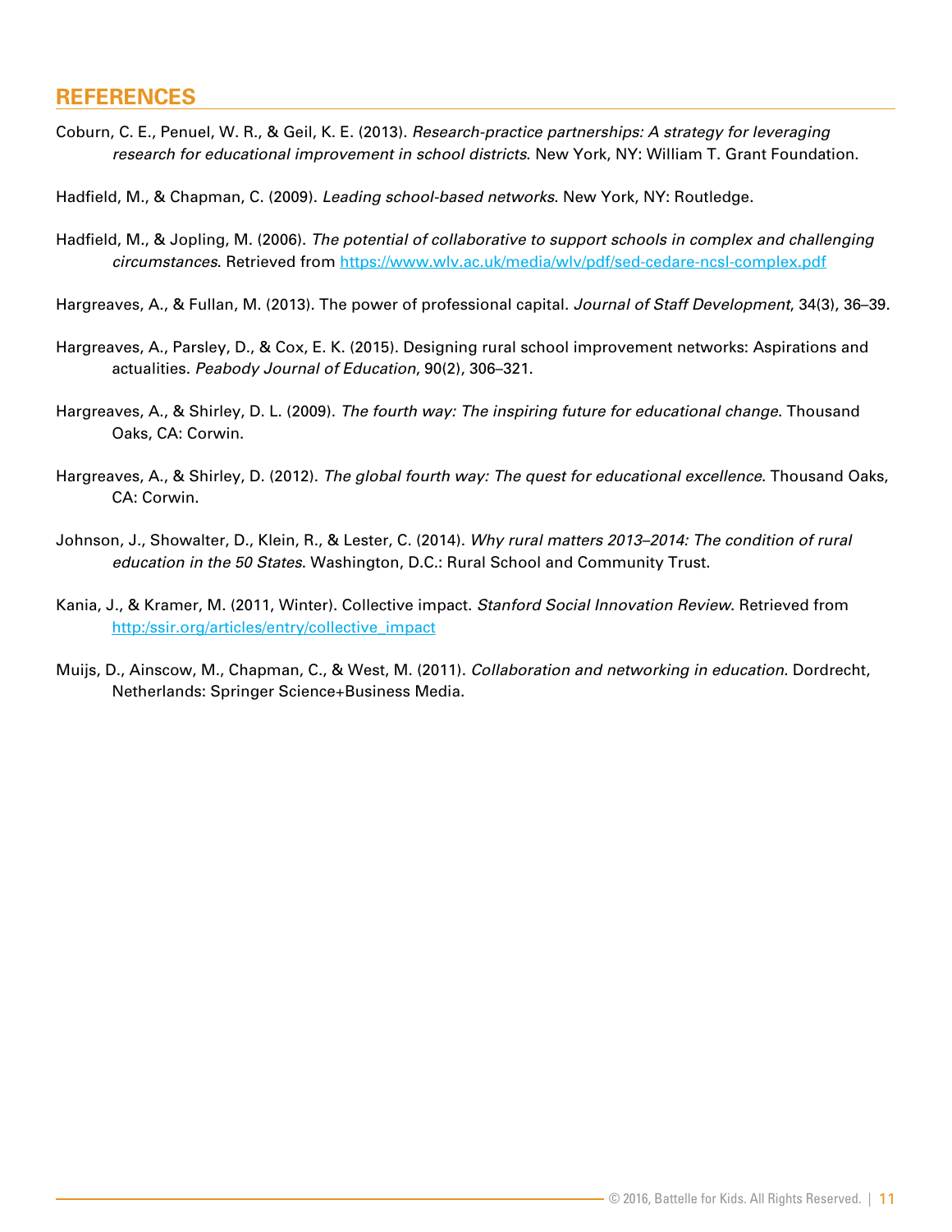## REFERENCES

Coburn, C. E., Penuel, W. R., & Geil, K. E. (2013). *Research-practice partnerships: A strategy for leveraging research for educational improvement in school districts*. New York, NY: William T. Grant Foundation.

Hadfield, M., & Chapman, C. (2009). *Leading school-based networks*. New York, NY: Routledge.

Hadfield, M., & Jopling, M. (2006). *The potential of collaborative to support schools in complex and challenging circumstances*. Retrieved from https://www.wlv.ac.uk/media/wlv/pdf/sed-cedare-ncsl-complex.pdf

Hargreaves, A., & Fullan, M. (2013). The power of professional capital. *Journal of Staff Development*, 34(3), 36–39.

Hargreaves, A., Parsley, D., & Cox, E. K. (2015). Designing rural school improvement networks: Aspirations and actualities. *Peabody Journal of Education*, 90(2), 306–321.

Hargreaves, A., & Shirley, D. L. (2009). *The fourth way: The inspiring future for educational change*. Thousand Oaks, CA: Corwin.

Hargreaves, A., & Shirley, D. (2012). *The global fourth way: The quest for educational excellence*. Thousand Oaks, CA: Corwin.

Johnson, J., Showalter, D., Klein, R., & Lester, C. (2014). *Why rural matters 2013–2014: The condition of rural education in the 50 States*. Washington, D.C.: Rural School and Community Trust.

Kania, J., & Kramer, M. (2011, Winter). Collective impact. *Stanford Social Innovation Review*. Retrieved from http:/ssir.org/articles/entry/collective_impact

Muijs, D., Ainscow, M., Chapman, C., & West, M. (2011). *Collaboration and networking in education*. Dordrecht, Netherlands: Springer Science+Business Media.